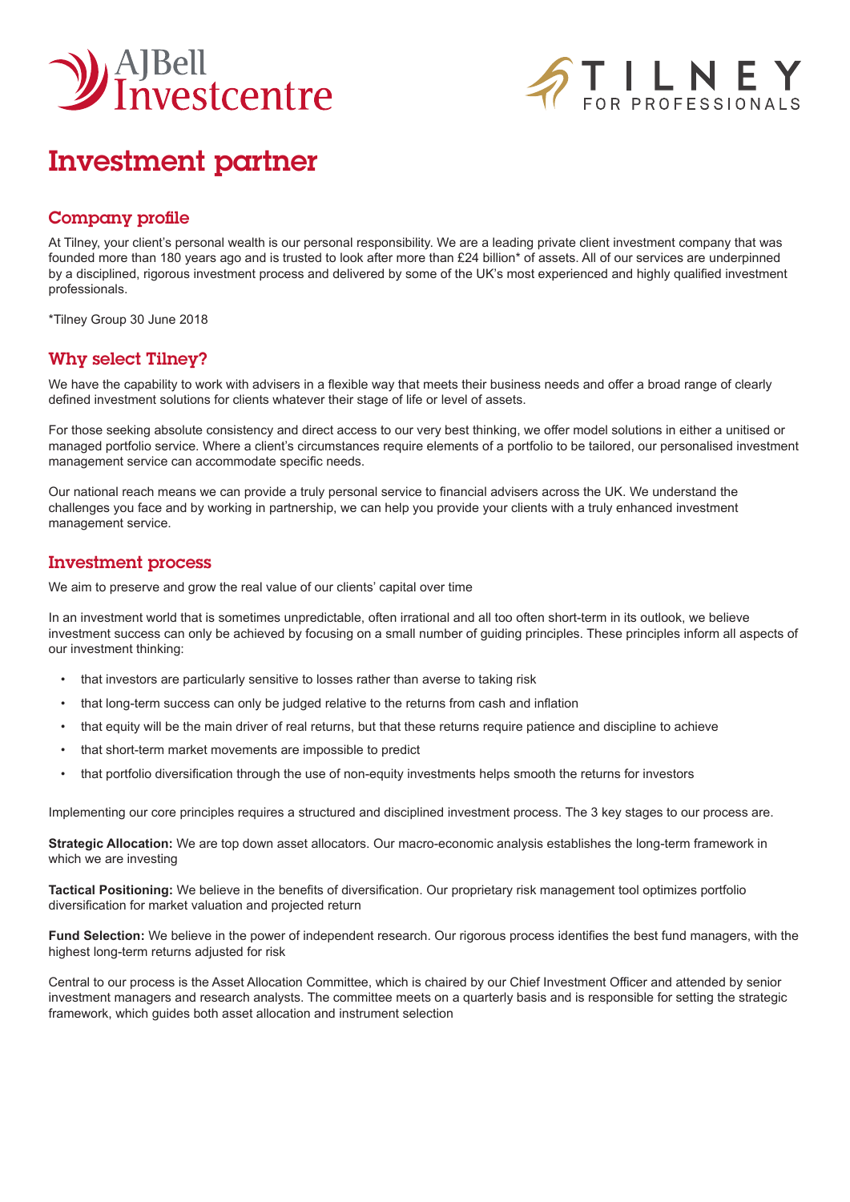AJBell Investcentre

TILNEY FOR PROFESSIONALS

# Investment partner

## Company profile

At Tilney, your client's personal wealth is our personal responsibility. We are a leading private client investment company that was founded more than 180 years ago and is trusted to look after more than £24 billion* of assets. All of our services are underpinned by a disciplined, rigorous investment process and delivered by some of the UK's most experienced and highly qualified investment professionals.

*Tilney Group 30 June 2018

## Why select Tilney?

We have the capability to work with advisers in a flexible way that meets their business needs and offer a broad range of clearly defined investment solutions for clients whatever their stage of life or level of assets.

For those seeking absolute consistency and direct access to our very best thinking, we offer model solutions in either a unitised or managed portfolio service. Where a client's circumstances require elements of a portfolio to be tailored, our personalised investment management service can accommodate specific needs.

Our national reach means we can provide a truly personal service to financial advisers across the UK. We understand the challenges you face and by working in partnership, we can help you provide your clients with a truly enhanced investment management service.

## Investment process

We aim to preserve and grow the real value of our clients' capital over time

In an investment world that is sometimes unpredictable, often irrational and all too often short-term in its outlook, we believe investment success can only be achieved by focusing on a small number of guiding principles. These principles inform all aspects of our investment thinking:

- that investors are particularly sensitive to losses rather than averse to taking risk
- that long-term success can only be judged relative to the returns from cash and inflation
- that equity will be the main driver of real returns, but that these returns require patience and discipline to achieve
- that short-term market movements are impossible to predict
- that portfolio diversification through the use of non-equity investments helps smooth the returns for investors

Implementing our core principles requires a structured and disciplined investment process. The 3 key stages to our process are.

**Strategic Allocation:** We are top down asset allocators. Our macro-economic analysis establishes the long-term framework in which we are investing

**Tactical Positioning:** We believe in the benefits of diversification. Our proprietary risk management tool optimizes portfolio diversification for market valuation and projected return

**Fund Selection:** We believe in the power of independent research. Our rigorous process identifies the best fund managers, with the highest long-term returns adjusted for risk

Central to our process is the Asset Allocation Committee, which is chaired by our Chief Investment Officer and attended by senior investment managers and research analysts. The committee meets on a quarterly basis and is responsible for setting the strategic framework, which guides both asset allocation and instrument selection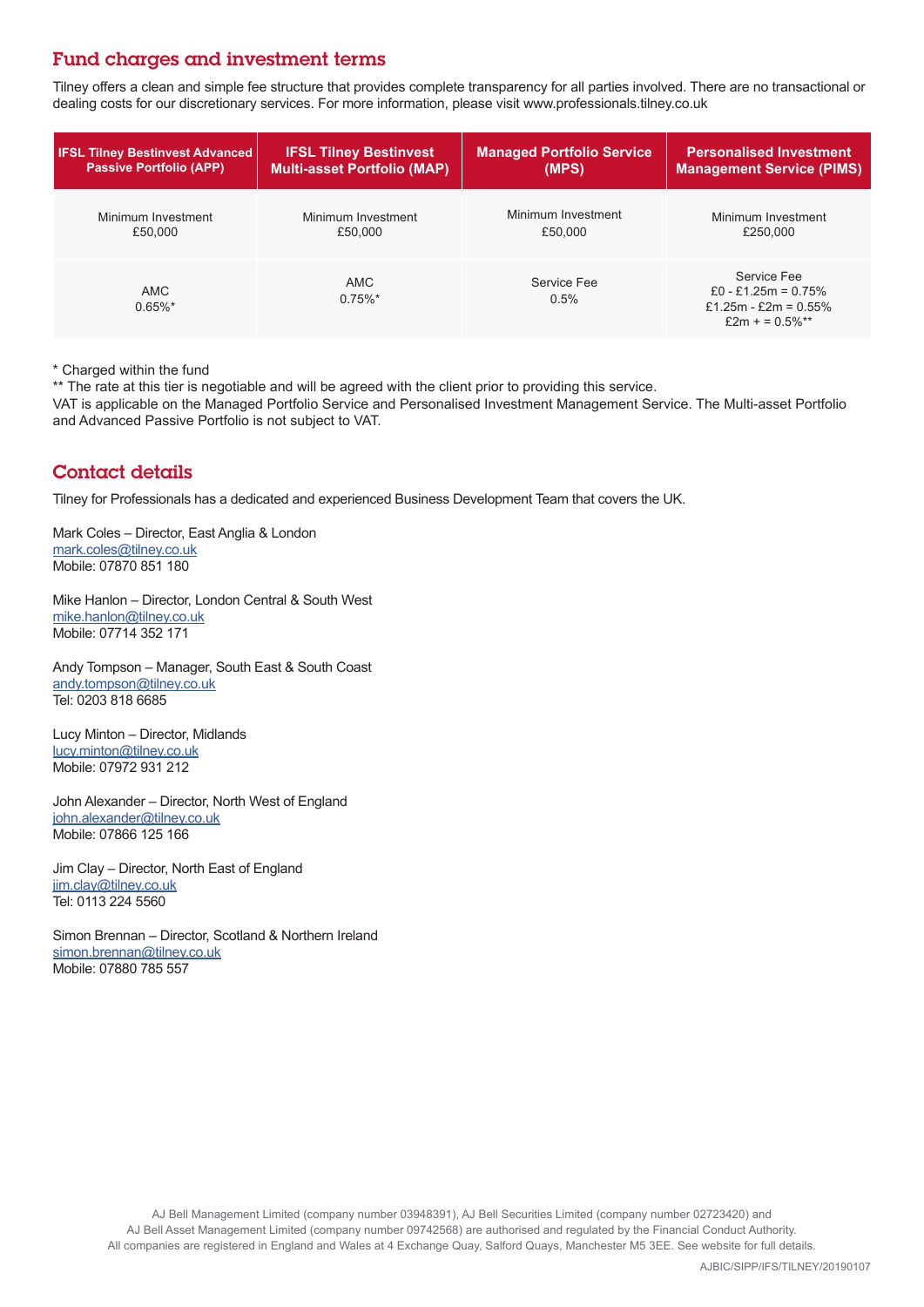## Fund charges and investment terms

Tilney offers a clean and simple fee structure that provides complete transparency for all parties involved. There are no transactional or dealing costs for our discretionary services. For more information, please visit www.professionals.tilney.co.uk

| IFSL Tilney Bestinvest Advanced Passive Portfolio (APP) | IFSL Tilney Bestinvest Multi-asset Portfolio (MAP) | Managed Portfolio Service (MPS) | Personalised Investment Management Service (PIMS) |
|---|---|---|---|
| Minimum Investment £50,000 | Minimum Investment £50,000 | Minimum Investment £50,000 | Minimum Investment £250,000 |
| AMC 0.65%* | AMC 0.75%* | Service Fee 0.5% | Service Fee £0 - £1.25m = 0.75% £1.25m - £2m = 0.55% £2m + = 0.5%** |

\* Charged within the fund
** The rate at this tier is negotiable and will be agreed with the client prior to providing this service.
VAT is applicable on the Managed Portfolio Service and Personalised Investment Management Service. The Multi-asset Portfolio and Advanced Passive Portfolio is not subject to VAT.

## Contact details

Tilney for Professionals has a dedicated and experienced Business Development Team that covers the UK.

Mark Coles – Director, East Anglia & London
mark.coles@tilney.co.uk
Mobile: 07870 851 180

Mike Hanlon – Director, London Central & South West
mike.hanlon@tilney.co.uk
Mobile: 07714 352 171

Andy Tompson – Manager, South East & South Coast
andy.tompson@tilney.co.uk
Tel: 0203 818 6685

Lucy Minton – Director, Midlands
lucy.minton@tilney.co.uk
Mobile: 07972 931 212

John Alexander – Director, North West of England
john.alexander@tilney.co.uk
Mobile: 07866 125 166

Jim Clay – Director, North East of England
jim.clay@tilney.co.uk
Tel: 0113 224 5560

Simon Brennan – Director, Scotland & Northern Ireland
simon.brennan@tilney.co.uk
Mobile: 07880 785 557

AJ Bell Management Limited (company number 03948391), AJ Bell Securities Limited (company number 02723420) and AJ Bell Asset Management Limited (company number 09742568) are authorised and regulated by the Financial Conduct Authority. All companies are registered in England and Wales at 4 Exchange Quay, Salford Quays, Manchester M5 3EE. See website for full details.

AJBIC/SIPP/IFS/TILNEY/20190107